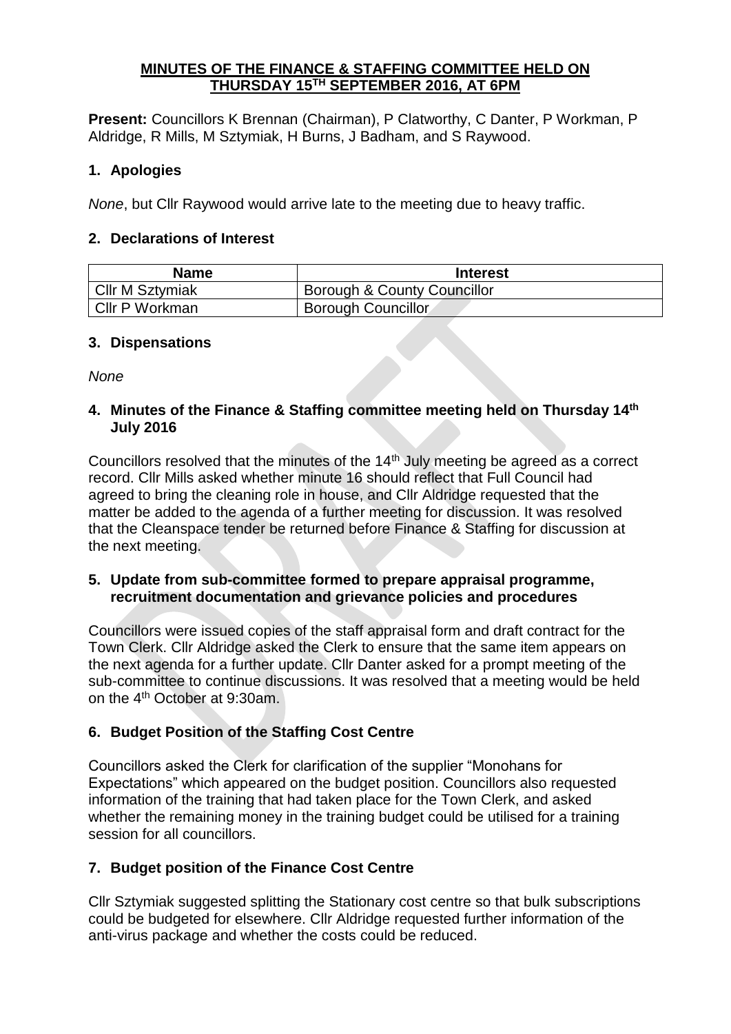# MINUTES OF THE FINANCE & STAFFING COMMITTEE HELD ON THURSDAY 15TH SEPTEMBER 2016, AT 6PM

**Present:** Councillors K Brennan (Chairman), P Clatworthy, C Danter, P Workman, P Aldridge, R Mills, M Sztymiak, H Burns, J Badham, and S Raywood.

## 1. Apologies

*None*, but Cllr Raywood would arrive late to the meeting due to heavy traffic.

## 2. Declarations of Interest

| Name | Interest |
| --- | --- |
| Cllr M Sztymiak | Borough & County Councillor |
| Cllr P Workman | Borough Councillor |

## 3. Dispensations

*None*

## 4. Minutes of the Finance & Staffing committee meeting held on Thursday 14th July 2016

Councillors resolved that the minutes of the 14th July meeting be agreed as a correct record. Cllr Mills asked whether minute 16 should reflect that Full Council had agreed to bring the cleaning role in house, and Cllr Aldridge requested that the matter be added to the agenda of a further meeting for discussion. It was resolved that the Cleanspace tender be returned before Finance & Staffing for discussion at the next meeting.

## 5. Update from sub-committee formed to prepare appraisal programme, recruitment documentation and grievance policies and procedures

Councillors were issued copies of the staff appraisal form and draft contract for the Town Clerk. Cllr Aldridge asked the Clerk to ensure that the same item appears on the next agenda for a further update. Cllr Danter asked for a prompt meeting of the sub-committee to continue discussions. It was resolved that a meeting would be held on the 4th October at 9:30am.

## 6. Budget Position of the Staffing Cost Centre

Councillors asked the Clerk for clarification of the supplier "Monohans for Expectations" which appeared on the budget position. Councillors also requested information of the training that had taken place for the Town Clerk, and asked whether the remaining money in the training budget could be utilised for a training session for all councillors.

## 7. Budget position of the Finance Cost Centre

Cllr Sztymiak suggested splitting the Stationary cost centre so that bulk subscriptions could be budgeted for elsewhere. Cllr Aldridge requested further information of the anti-virus package and whether the costs could be reduced.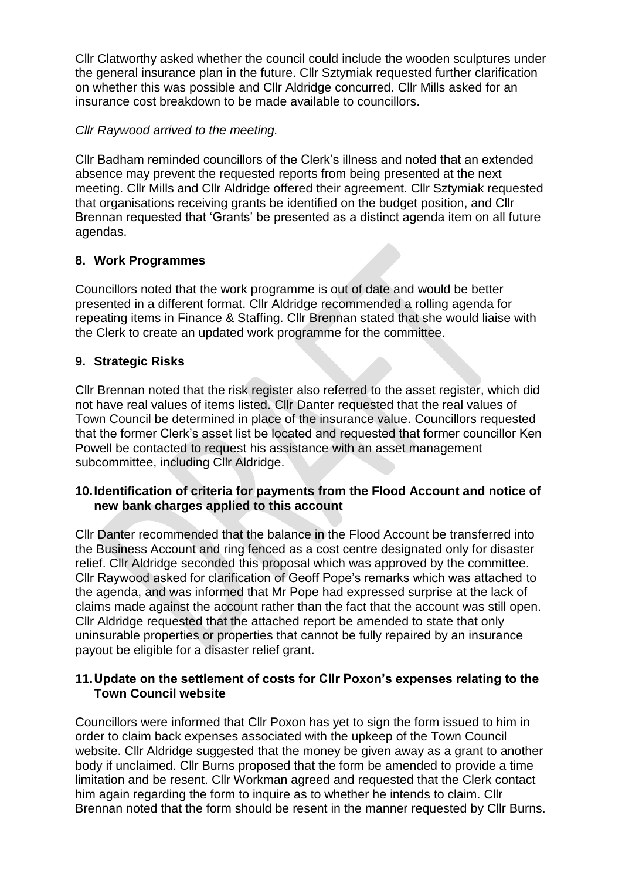Cllr Clatworthy asked whether the council could include the wooden sculptures under the general insurance plan in the future. Cllr Sztymiak requested further clarification on whether this was possible and Cllr Aldridge concurred. Cllr Mills asked for an insurance cost breakdown to be made available to councillors.

*Cllr Raywood arrived to the meeting.*

Cllr Badham reminded councillors of the Clerk's illness and noted that an extended absence may prevent the requested reports from being presented at the next meeting. Cllr Mills and Cllr Aldridge offered their agreement. Cllr Sztymiak requested that organisations receiving grants be identified on the budget position, and Cllr Brennan requested that 'Grants' be presented as a distinct agenda item on all future agendas.

## 8. Work Programmes

Councillors noted that the work programme is out of date and would be better presented in a different format. Cllr Aldridge recommended a rolling agenda for repeating items in Finance & Staffing. Cllr Brennan stated that she would liaise with the Clerk to create an updated work programme for the committee.

## 9. Strategic Risks

Cllr Brennan noted that the risk register also referred to the asset register, which did not have real values of items listed. Cllr Danter requested that the real values of Town Council be determined in place of the insurance value. Councillors requested that the former Clerk's asset list be located and requested that former councillor Ken Powell be contacted to request his assistance with an asset management subcommittee, including Cllr Aldridge.

## 10. Identification of criteria for payments from the Flood Account and notice of new bank charges applied to this account

Cllr Danter recommended that the balance in the Flood Account be transferred into the Business Account and ring fenced as a cost centre designated only for disaster relief. Cllr Aldridge seconded this proposal which was approved by the committee. Cllr Raywood asked for clarification of Geoff Pope's remarks which was attached to the agenda, and was informed that Mr Pope had expressed surprise at the lack of claims made against the account rather than the fact that the account was still open. Cllr Aldridge requested that the attached report be amended to state that only uninsurable properties or properties that cannot be fully repaired by an insurance payout be eligible for a disaster relief grant.

## 11. Update on the settlement of costs for Cllr Poxon's expenses relating to the Town Council website

Councillors were informed that Cllr Poxon has yet to sign the form issued to him in order to claim back expenses associated with the upkeep of the Town Council website. Cllr Aldridge suggested that the money be given away as a grant to another body if unclaimed. Cllr Burns proposed that the form be amended to provide a time limitation and be resent. Cllr Workman agreed and requested that the Clerk contact him again regarding the form to inquire as to whether he intends to claim. Cllr Brennan noted that the form should be resent in the manner requested by Cllr Burns.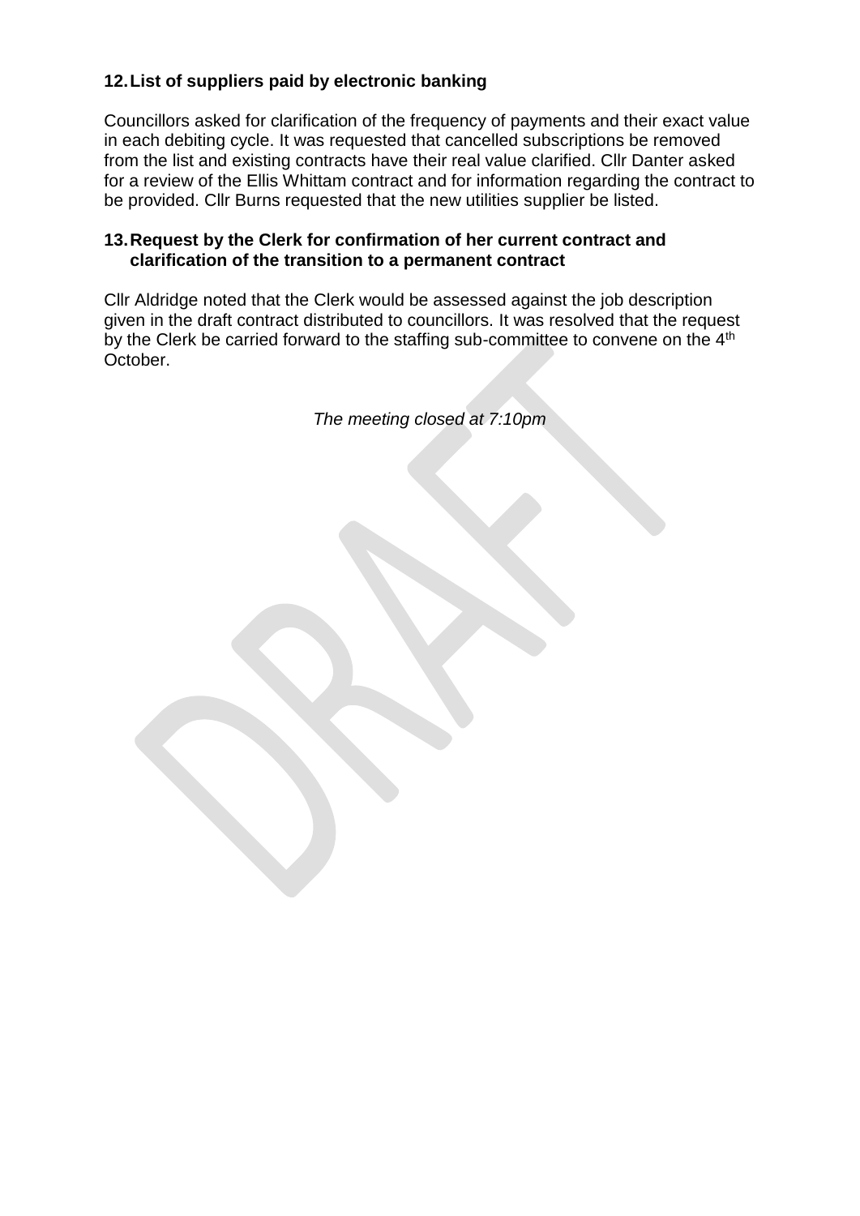## 12. List of suppliers paid by electronic banking

Councillors asked for clarification of the frequency of payments and their exact value in each debiting cycle. It was requested that cancelled subscriptions be removed from the list and existing contracts have their real value clarified. Cllr Danter asked for a review of the Ellis Whittam contract and for information regarding the contract to be provided. Cllr Burns requested that the new utilities supplier be listed.

## 13. Request by the Clerk for confirmation of her current contract and clarification of the transition to a permanent contract

Cllr Aldridge noted that the Clerk would be assessed against the job description given in the draft contract distributed to councillors. It was resolved that the request by the Clerk be carried forward to the staffing sub-committee to convene on the 4th October.

*The meeting closed at 7:10pm*